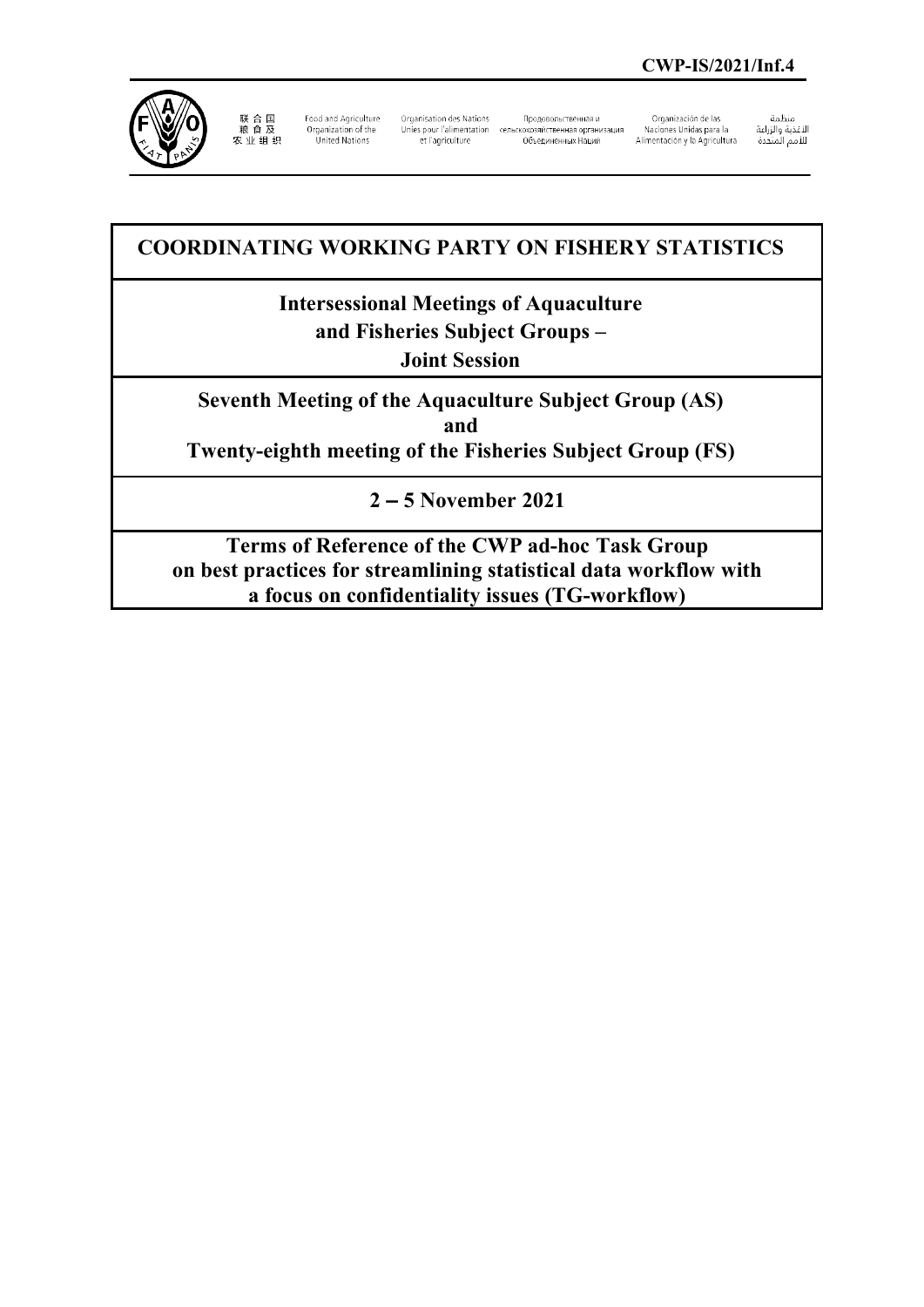**CWP-IS/2021/Inf.4**

联合国粮食及农业组织 | Food and Agriculture Organization of the United Nations | Organisation des Nations Unies pour l'alimentation et l'agriculture | Продовольственная и сельскохозяйственная организация Объединенных Наций | Organización de las Naciones Unidas para la Alimentación y la Agricultura | منظمة الأغذية والزراعة للأمم المتحدة

# COORDINATING WORKING PARTY ON FISHERY STATISTICS

## Intersessional Meetings of Aquaculture and Fisheries Subject Groups – Joint Session

## Seventh Meeting of the Aquaculture Subject Group (AS) and Twenty-eighth meeting of the Fisheries Subject Group (FS)

## 2 – 5 November 2021

## Terms of Reference of the CWP ad-hoc Task Group on best practices for streamlining statistical data workflow with a focus on confidentiality issues (TG-workflow)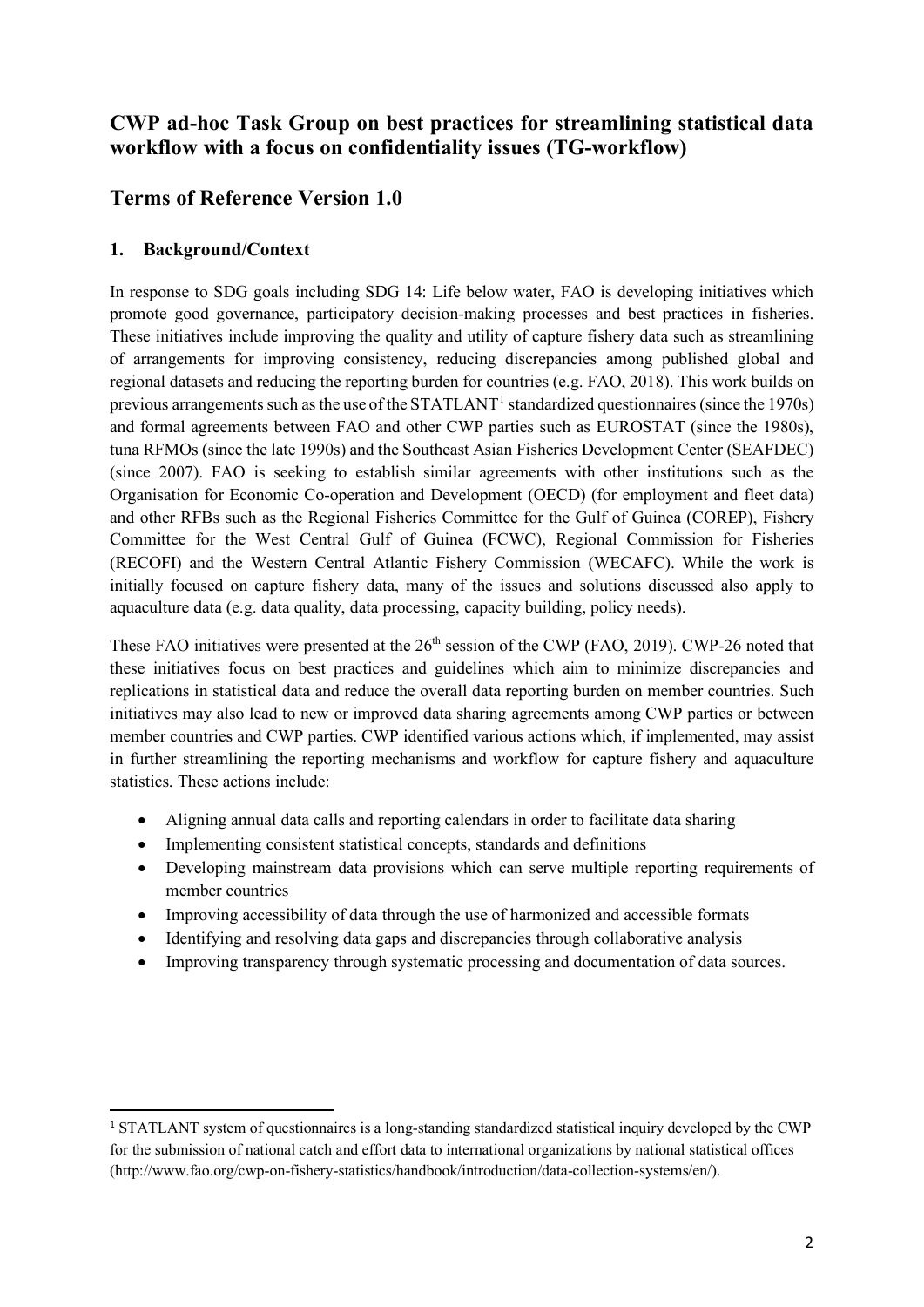## CWP ad-hoc Task Group on best practices for streamlining statistical data workflow with a focus on confidentiality issues (TG-workflow)

## Terms of Reference Version 1.0

### 1. Background/Context

In response to SDG goals including SDG 14: Life below water, FAO is developing initiatives which promote good governance, participatory decision-making processes and best practices in fisheries. These initiatives include improving the quality and utility of capture fishery data such as streamlining of arrangements for improving consistency, reducing discrepancies among published global and regional datasets and reducing the reporting burden for countries (e.g. FAO, 2018). This work builds on previous arrangements such as the use of the STATLANT[1] standardized questionnaires (since the 1970s) and formal agreements between FAO and other CWP parties such as EUROSTAT (since the 1980s), tuna RFMOs (since the late 1990s) and the Southeast Asian Fisheries Development Center (SEAFDEC) (since 2007). FAO is seeking to establish similar agreements with other institutions such as the Organisation for Economic Co-operation and Development (OECD) (for employment and fleet data) and other RFBs such as the Regional Fisheries Committee for the Gulf of Guinea (COREP), Fishery Committee for the West Central Gulf of Guinea (FCWC), Regional Commission for Fisheries (RECOFI) and the Western Central Atlantic Fishery Commission (WECAFC). While the work is initially focused on capture fishery data, many of the issues and solutions discussed also apply to aquaculture data (e.g. data quality, data processing, capacity building, policy needs).

These FAO initiatives were presented at the 26th session of the CWP (FAO, 2019). CWP-26 noted that these initiatives focus on best practices and guidelines which aim to minimize discrepancies and replications in statistical data and reduce the overall data reporting burden on member countries. Such initiatives may also lead to new or improved data sharing agreements among CWP parties or between member countries and CWP parties. CWP identified various actions which, if implemented, may assist in further streamlining the reporting mechanisms and workflow for capture fishery and aquaculture statistics. These actions include:

- Aligning annual data calls and reporting calendars in order to facilitate data sharing
- Implementing consistent statistical concepts, standards and definitions
- Developing mainstream data provisions which can serve multiple reporting requirements of member countries
- Improving accessibility of data through the use of harmonized and accessible formats
- Identifying and resolving data gaps and discrepancies through collaborative analysis
- Improving transparency through systematic processing and documentation of data sources.

[1] STATLANT system of questionnaires is a long-standing standardized statistical inquiry developed by the CWP for the submission of national catch and effort data to international organizations by national statistical offices (http://www.fao.org/cwp-on-fishery-statistics/handbook/introduction/data-collection-systems/en/).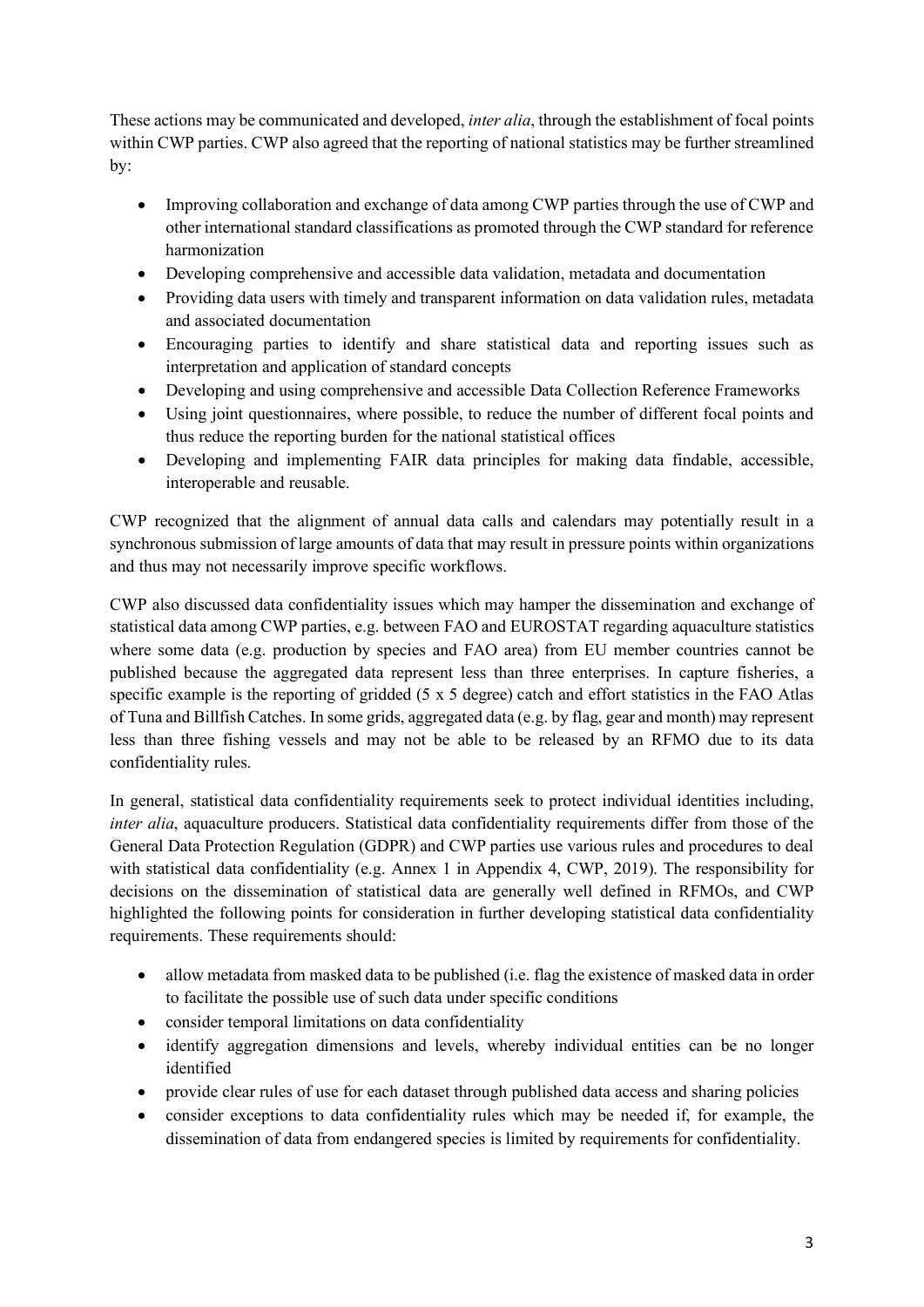These actions may be communicated and developed, *inter alia*, through the establishment of focal points within CWP parties. CWP also agreed that the reporting of national statistics may be further streamlined by:

- Improving collaboration and exchange of data among CWP parties through the use of CWP and other international standard classifications as promoted through the CWP standard for reference harmonization
- Developing comprehensive and accessible data validation, metadata and documentation
- Providing data users with timely and transparent information on data validation rules, metadata and associated documentation
- Encouraging parties to identify and share statistical data and reporting issues such as interpretation and application of standard concepts
- Developing and using comprehensive and accessible Data Collection Reference Frameworks
- Using joint questionnaires, where possible, to reduce the number of different focal points and thus reduce the reporting burden for the national statistical offices
- Developing and implementing FAIR data principles for making data findable, accessible, interoperable and reusable.

CWP recognized that the alignment of annual data calls and calendars may potentially result in a synchronous submission of large amounts of data that may result in pressure points within organizations and thus may not necessarily improve specific workflows.

CWP also discussed data confidentiality issues which may hamper the dissemination and exchange of statistical data among CWP parties, e.g. between FAO and EUROSTAT regarding aquaculture statistics where some data (e.g. production by species and FAO area) from EU member countries cannot be published because the aggregated data represent less than three enterprises. In capture fisheries, a specific example is the reporting of gridded (5 x 5 degree) catch and effort statistics in the FAO Atlas of Tuna and Billfish Catches. In some grids, aggregated data (e.g. by flag, gear and month) may represent less than three fishing vessels and may not be able to be released by an RFMO due to its data confidentiality rules.

In general, statistical data confidentiality requirements seek to protect individual identities including, *inter alia*, aquaculture producers. Statistical data confidentiality requirements differ from those of the General Data Protection Regulation (GDPR) and CWP parties use various rules and procedures to deal with statistical data confidentiality (e.g. Annex 1 in Appendix 4, CWP, 2019). The responsibility for decisions on the dissemination of statistical data are generally well defined in RFMOs, and CWP highlighted the following points for consideration in further developing statistical data confidentiality requirements. These requirements should:

- allow metadata from masked data to be published (i.e. flag the existence of masked data in order to facilitate the possible use of such data under specific conditions
- consider temporal limitations on data confidentiality
- identify aggregation dimensions and levels, whereby individual entities can be no longer identified
- provide clear rules of use for each dataset through published data access and sharing policies
- consider exceptions to data confidentiality rules which may be needed if, for example, the dissemination of data from endangered species is limited by requirements for confidentiality.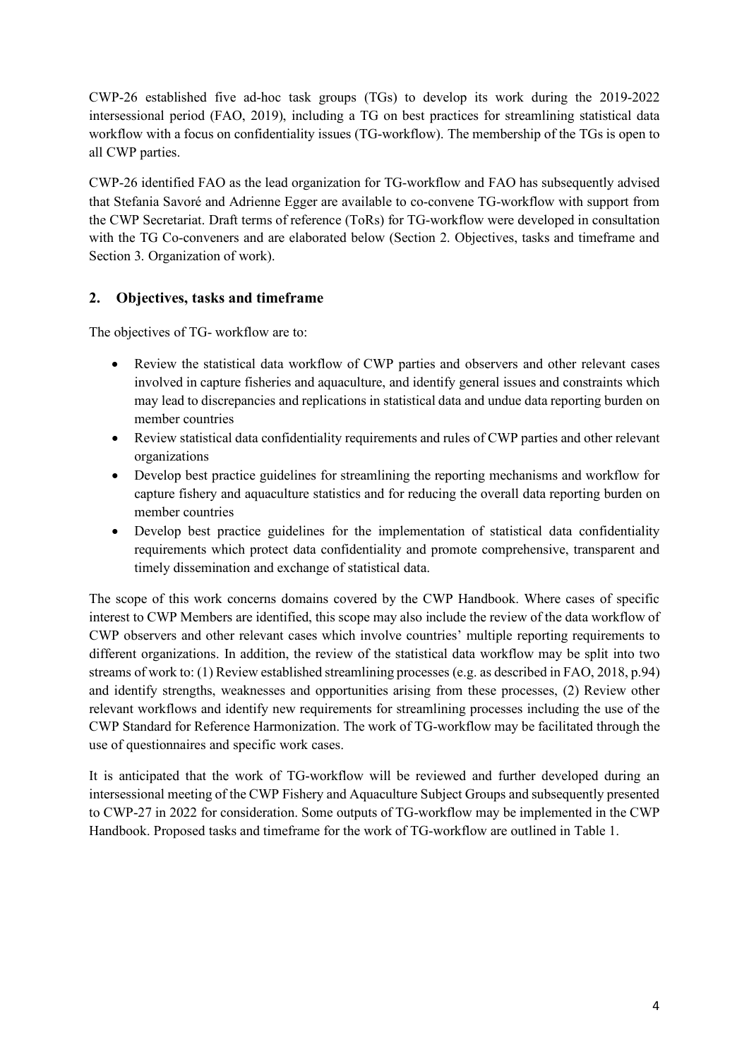CWP-26 established five ad-hoc task groups (TGs) to develop its work during the 2019-2022 intersessional period (FAO, 2019), including a TG on best practices for streamlining statistical data workflow with a focus on confidentiality issues (TG-workflow). The membership of the TGs is open to all CWP parties.

CWP-26 identified FAO as the lead organization for TG-workflow and FAO has subsequently advised that Stefania Savoré and Adrienne Egger are available to co-convene TG-workflow with support from the CWP Secretariat. Draft terms of reference (ToRs) for TG-workflow were developed in consultation with the TG Co-conveners and are elaborated below (Section 2. Objectives, tasks and timeframe and Section 3. Organization of work).

## 2. Objectives, tasks and timeframe

The objectives of TG- workflow are to:

- Review the statistical data workflow of CWP parties and observers and other relevant cases involved in capture fisheries and aquaculture, and identify general issues and constraints which may lead to discrepancies and replications in statistical data and undue data reporting burden on member countries
- Review statistical data confidentiality requirements and rules of CWP parties and other relevant organizations
- Develop best practice guidelines for streamlining the reporting mechanisms and workflow for capture fishery and aquaculture statistics and for reducing the overall data reporting burden on member countries
- Develop best practice guidelines for the implementation of statistical data confidentiality requirements which protect data confidentiality and promote comprehensive, transparent and timely dissemination and exchange of statistical data.

The scope of this work concerns domains covered by the CWP Handbook. Where cases of specific interest to CWP Members are identified, this scope may also include the review of the data workflow of CWP observers and other relevant cases which involve countries' multiple reporting requirements to different organizations. In addition, the review of the statistical data workflow may be split into two streams of work to: (1) Review established streamlining processes (e.g. as described in FAO, 2018, p.94) and identify strengths, weaknesses and opportunities arising from these processes, (2) Review other relevant workflows and identify new requirements for streamlining processes including the use of the CWP Standard for Reference Harmonization. The work of TG-workflow may be facilitated through the use of questionnaires and specific work cases.

It is anticipated that the work of TG-workflow will be reviewed and further developed during an intersessional meeting of the CWP Fishery and Aquaculture Subject Groups and subsequently presented to CWP-27 in 2022 for consideration. Some outputs of TG-workflow may be implemented in the CWP Handbook. Proposed tasks and timeframe for the work of TG-workflow are outlined in Table 1.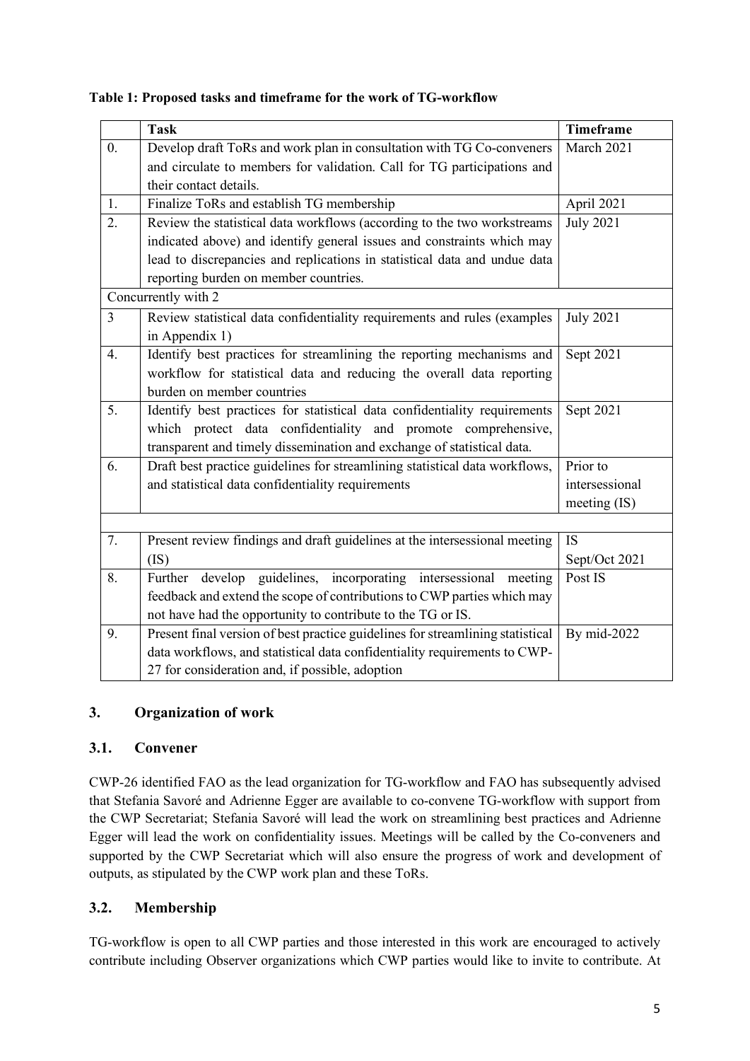**Table 1: Proposed tasks and timeframe for the work of TG-workflow**

| | Task | Timeframe |
|---|---|---|
| 0. | Develop draft ToRs and work plan in consultation with TG Co-conveners and circulate to members for validation. Call for TG participations and their contact details. | March 2021 |
| 1. | Finalize ToRs and establish TG membership | April 2021 |
| 2. | Review the statistical data workflows (according to the two workstreams indicated above) and identify general issues and constraints which may lead to discrepancies and replications in statistical data and undue data reporting burden on member countries. | July 2021 |
| Concurrently with 2 | | |
| 3 | Review statistical data confidentiality requirements and rules (examples in Appendix 1) | July 2021 |
| 4. | Identify best practices for streamlining the reporting mechanisms and workflow for statistical data and reducing the overall data reporting burden on member countries | Sept 2021 |
| 5. | Identify best practices for statistical data confidentiality requirements which protect data confidentiality and promote comprehensive, transparent and timely dissemination and exchange of statistical data. | Sept 2021 |
| 6. | Draft best practice guidelines for streamlining statistical data workflows, and statistical data confidentiality requirements | Prior to intersessional meeting (IS) |
| | | |
| 7. | Present review findings and draft guidelines at the intersessional meeting (IS) | IS Sept/Oct 2021 |
| 8. | Further develop guidelines, incorporating intersessional meeting feedback and extend the scope of contributions to CWP parties which may not have had the opportunity to contribute to the TG or IS. | Post IS |
| 9. | Present final version of best practice guidelines for streamlining statistical data workflows, and statistical data confidentiality requirements to CWP-27 for consideration and, if possible, adoption | By mid-2022 |

## 3. Organization of work

### 3.1. Convener

CWP-26 identified FAO as the lead organization for TG-workflow and FAO has subsequently advised that Stefania Savoré and Adrienne Egger are available to co-convene TG-workflow with support from the CWP Secretariat; Stefania Savoré will lead the work on streamlining best practices and Adrienne Egger will lead the work on confidentiality issues. Meetings will be called by the Co-conveners and supported by the CWP Secretariat which will also ensure the progress of work and development of outputs, as stipulated by the CWP work plan and these ToRs.

### 3.2. Membership

TG-workflow is open to all CWP parties and those interested in this work are encouraged to actively contribute including Observer organizations which CWP parties would like to invite to contribute. At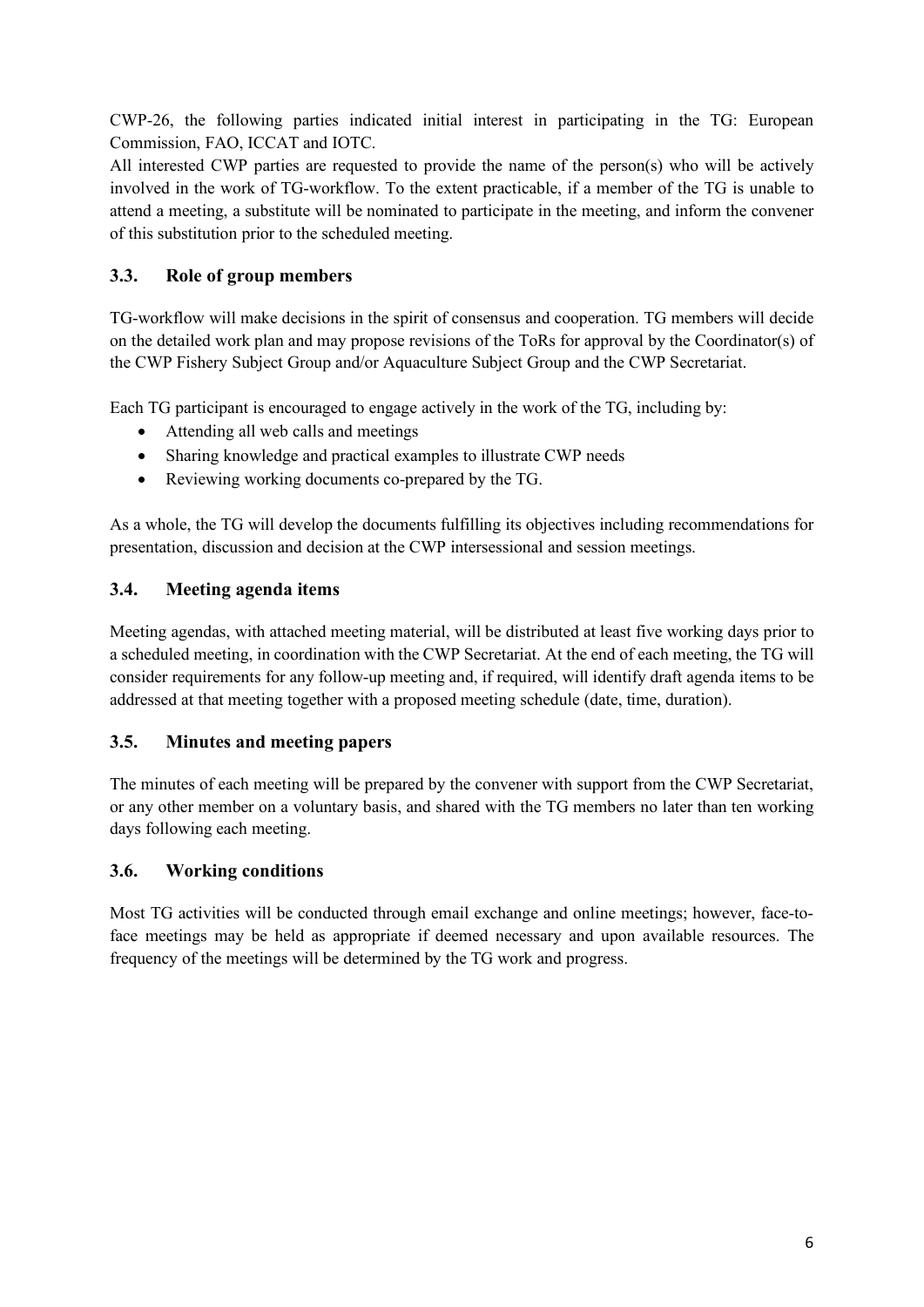CWP-26, the following parties indicated initial interest in participating in the TG: European Commission, FAO, ICCAT and IOTC.

All interested CWP parties are requested to provide the name of the person(s) who will be actively involved in the work of TG-workflow. To the extent practicable, if a member of the TG is unable to attend a meeting, a substitute will be nominated to participate in the meeting, and inform the convener of this substitution prior to the scheduled meeting.

### 3.3. Role of group members

TG-workflow will make decisions in the spirit of consensus and cooperation. TG members will decide on the detailed work plan and may propose revisions of the ToRs for approval by the Coordinator(s) of the CWP Fishery Subject Group and/or Aquaculture Subject Group and the CWP Secretariat.

Each TG participant is encouraged to engage actively in the work of the TG, including by:

- Attending all web calls and meetings
- Sharing knowledge and practical examples to illustrate CWP needs
- Reviewing working documents co-prepared by the TG.

As a whole, the TG will develop the documents fulfilling its objectives including recommendations for presentation, discussion and decision at the CWP intersessional and session meetings.

### 3.4. Meeting agenda items

Meeting agendas, with attached meeting material, will be distributed at least five working days prior to a scheduled meeting, in coordination with the CWP Secretariat. At the end of each meeting, the TG will consider requirements for any follow-up meeting and, if required, will identify draft agenda items to be addressed at that meeting together with a proposed meeting schedule (date, time, duration).

### 3.5. Minutes and meeting papers

The minutes of each meeting will be prepared by the convener with support from the CWP Secretariat, or any other member on a voluntary basis, and shared with the TG members no later than ten working days following each meeting.

### 3.6. Working conditions

Most TG activities will be conducted through email exchange and online meetings; however, face-to-face meetings may be held as appropriate if deemed necessary and upon available resources. The frequency of the meetings will be determined by the TG work and progress.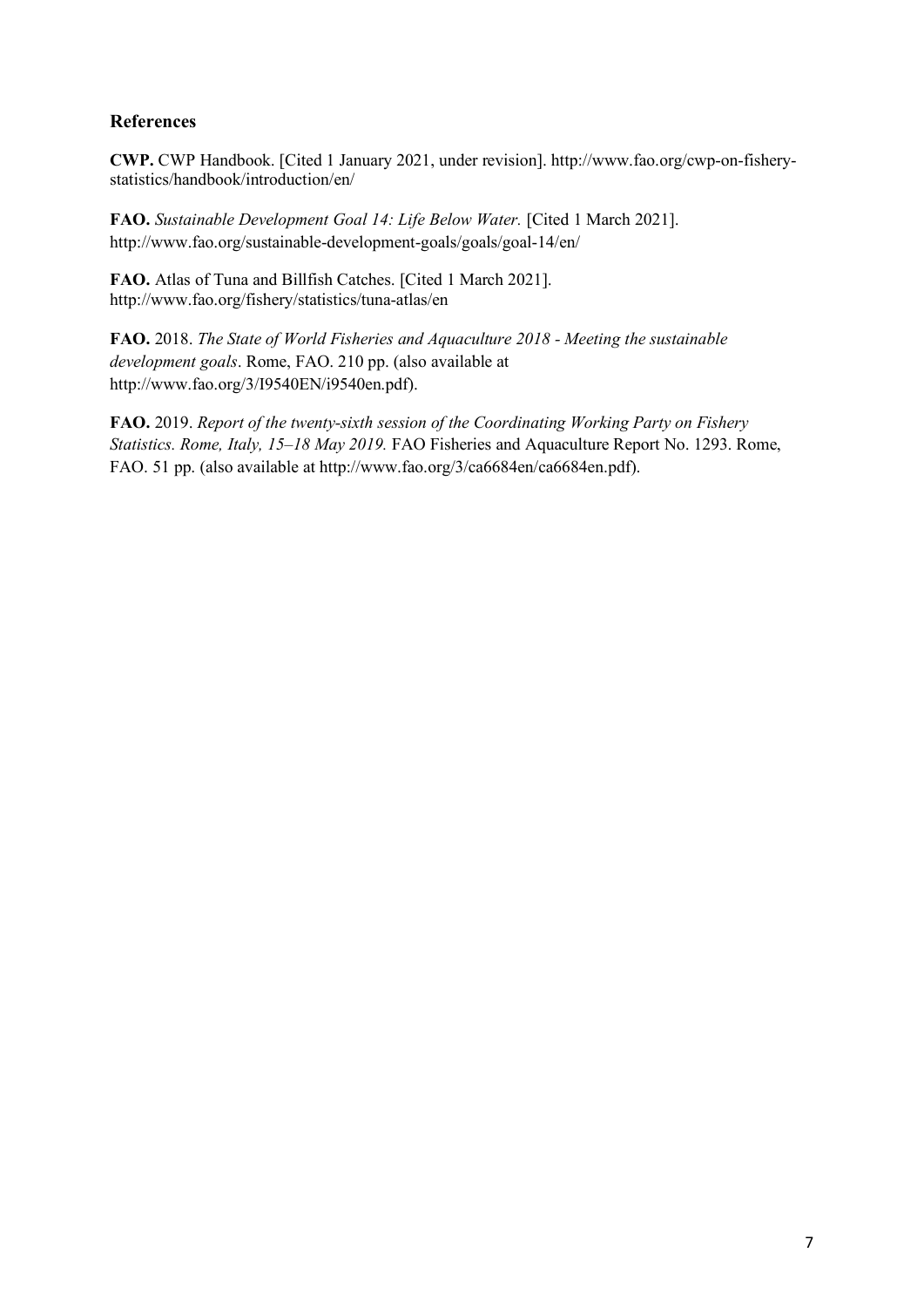## References

**CWP.** CWP Handbook. [Cited 1 January 2021, under revision]. http://www.fao.org/cwp-on-fishery-statistics/handbook/introduction/en/

**FAO.** *Sustainable Development Goal 14: Life Below Water.* [Cited 1 March 2021]. http://www.fao.org/sustainable-development-goals/goals/goal-14/en/

**FAO.** Atlas of Tuna and Billfish Catches. [Cited 1 March 2021]. http://www.fao.org/fishery/statistics/tuna-atlas/en

**FAO.** 2018. *The State of World Fisheries and Aquaculture 2018 - Meeting the sustainable development goals*. Rome, FAO. 210 pp. (also available at http://www.fao.org/3/I9540EN/i9540en.pdf).

**FAO.** 2019. *Report of the twenty-sixth session of the Coordinating Working Party on Fishery Statistics. Rome, Italy, 15–18 May 2019.* FAO Fisheries and Aquaculture Report No. 1293. Rome, FAO. 51 pp. (also available at http://www.fao.org/3/ca6684en/ca6684en.pdf).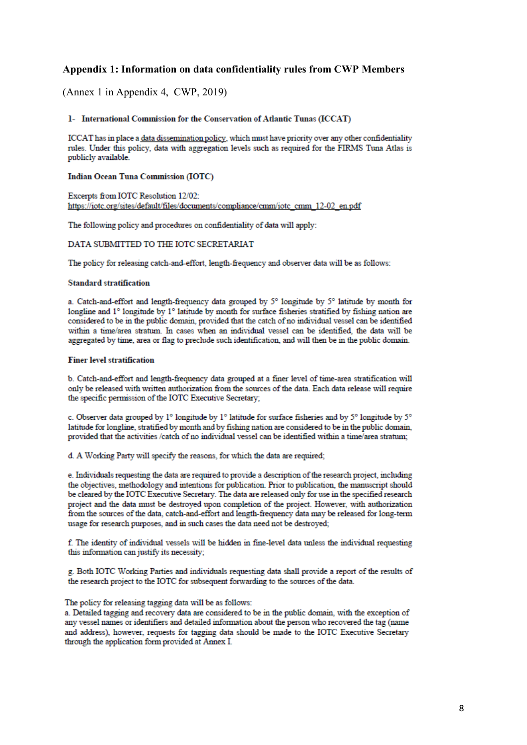## Appendix 1: Information on data confidentiality rules from CWP Members

(Annex 1 in Appendix 4, CWP, 2019)

### 1- International Commission for the Conservation of Atlantic Tunas (ICCAT)

ICCAT has in place a data dissemination policy, which must have priority over any other confidentiality rules. Under this policy, data with aggregation levels such as required for the FIRMS Tuna Atlas is publicly available.

### Indian Ocean Tuna Commission (IOTC)

Excerpts from IOTC Resolution 12/02:
https://iotc.org/sites/default/files/documents/compliance/cmm/iotc_cmm_12-02_en.pdf

The following policy and procedures on confidentiality of data will apply:

DATA SUBMITTED TO THE IOTC SECRETARIAT

The policy for releasing catch-and-effort, length-frequency and observer data will be as follows:

**Standard stratification**

a. Catch-and-effort and length-frequency data grouped by 5° longitude by 5° latitude by month for longline and 1° longitude by 1° latitude by month for surface fisheries stratified by fishing nation are considered to be in the public domain, provided that the catch of no individual vessel can be identified within a time/area stratum. In cases when an individual vessel can be identified, the data will be aggregated by time, area or flag to preclude such identification, and will then be in the public domain.

**Finer level stratification**

b. Catch-and-effort and length-frequency data grouped at a finer level of time-area stratification will only be released with written authorization from the sources of the data. Each data release will require the specific permission of the IOTC Executive Secretary;

c. Observer data grouped by 1° longitude by 1° latitude for surface fisheries and by 5° longitude by 5° latitude for longline, stratified by month and by fishing nation are considered to be in the public domain, provided that the activities /catch of no individual vessel can be identified within a time/area stratum;

d. A Working Party will specify the reasons, for which the data are required;

e. Individuals requesting the data are required to provide a description of the research project, including the objectives, methodology and intentions for publication. Prior to publication, the manuscript should be cleared by the IOTC Executive Secretary. The data are released only for use in the specified research project and the data must be destroyed upon completion of the project. However, with authorization from the sources of the data, catch-and-effort and length-frequency data may be released for long-term usage for research purposes, and in such cases the data need not be destroyed;

f. The identity of individual vessels will be hidden in fine-level data unless the individual requesting this information can justify its necessity;

g. Both IOTC Working Parties and individuals requesting data shall provide a report of the results of the research project to the IOTC for subsequent forwarding to the sources of the data.

The policy for releasing tagging data will be as follows:
a. Detailed tagging and recovery data are considered to be in the public domain, with the exception of any vessel names or identifiers and detailed information about the person who recovered the tag (name and address), however, requests for tagging data should be made to the IOTC Executive Secretary through the application form provided at Annex I.